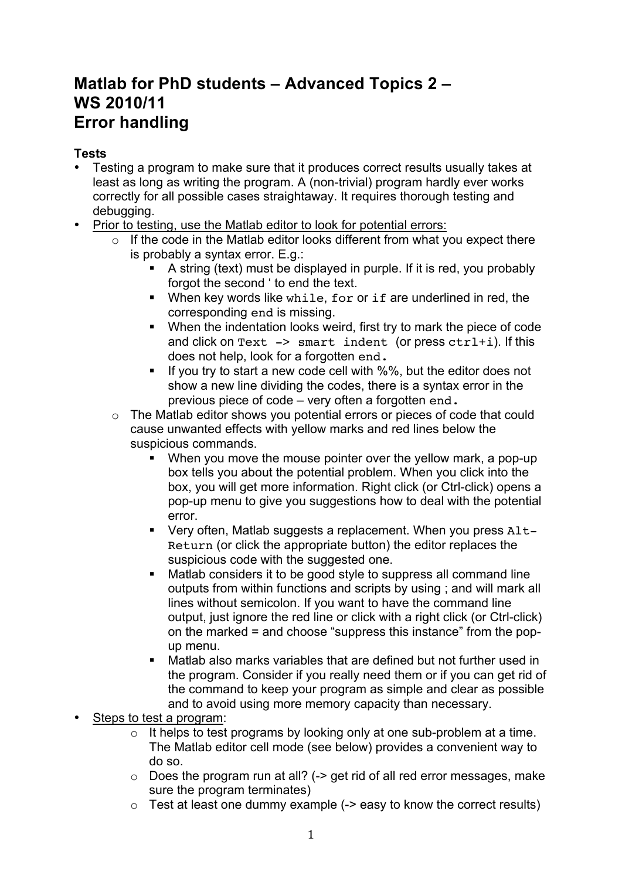# Matlab for PhD students – Advanced Topics 2 – WS 2010/11 Error handling

**Tests**

- Testing a program to make sure that it produces correct results usually takes at least as long as writing the program. A (non-trivial) program hardly ever works correctly for all possible cases straightaway. It requires thorough testing and debugging.
- Prior to testing, use the Matlab editor to look for potential errors:
    - If the code in the Matlab editor looks different from what you expect there is probably a syntax error. E.g.:
        - A string (text) must be displayed in purple. If it is red, you probably forgot the second ' to end the text.
        - When key words like `while`, `for` or `if` are underlined in red, the corresponding `end` is missing.
        - When the indentation looks weird, first try to mark the piece of code and click on `Text -> smart indent` (or press `ctrl+i`). If this does not help, look for a forgotten `end`.
        - If you try to start a new code cell with %%, but the editor does not show a new line dividing the codes, there is a syntax error in the previous piece of code – very often a forgotten `end`.
    - The Matlab editor shows you potential errors or pieces of code that could cause unwanted effects with yellow marks and red lines below the suspicious commands.
        - When you move the mouse pointer over the yellow mark, a pop-up box tells you about the potential problem. When you click into the box, you will get more information. Right click (or Ctrl-click) opens a pop-up menu to give you suggestions how to deal with the potential error.
        - Very often, Matlab suggests a replacement. When you press `Alt-Return` (or click the appropriate button) the editor replaces the suspicious code with the suggested one.
        - Matlab considers it to be good style to suppress all command line outputs from within functions and scripts by using ; and will mark all lines without semicolon. If you want to have the command line output, just ignore the red line or click with a right click (or Ctrl-click) on the marked = and choose "suppress this instance" from the pop-up menu.
        - Matlab also marks variables that are defined but not further used in the program. Consider if you really need them or if you can get rid of the command to keep your program as simple and clear as possible and to avoid using more memory capacity than necessary.
- Steps to test a program:
    - It helps to test programs by looking only at one sub-problem at a time. The Matlab editor cell mode (see below) provides a convenient way to do so.
    - Does the program run at all? (-> get rid of all red error messages, make sure the program terminates)
    - Test at least one dummy example (-> easy to know the correct results)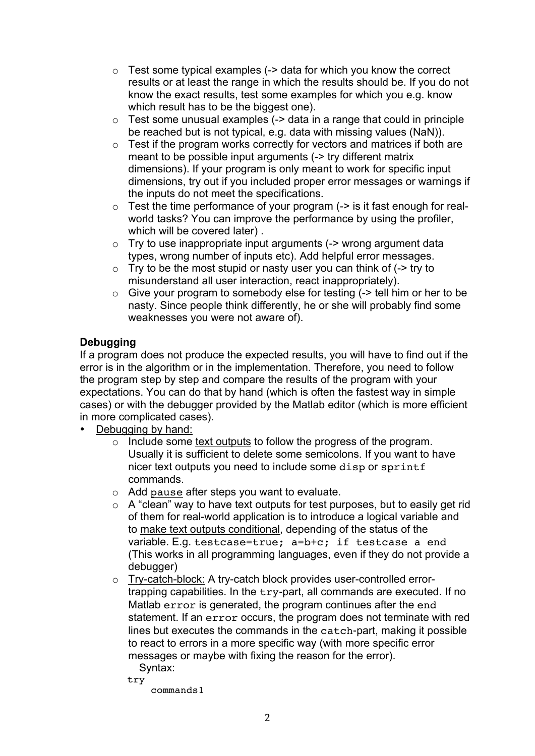- Test some typical examples (-> data for which you know the correct results or at least the range in which the results should be. If you do not know the exact results, test some examples for which you e.g. know which result has to be the biggest one).
  - Test some unusual examples (-> data in a range that could in principle be reached but is not typical, e.g. data with missing values (NaN)).
  - Test if the program works correctly for vectors and matrices if both are meant to be possible input arguments (-> try different matrix dimensions). If your program is only meant to work for specific input dimensions, try out if you included proper error messages or warnings if the inputs do not meet the specifications.
  - Test the time performance of your program (-> is it fast enough for real-world tasks? You can improve the performance by using the profiler, which will be covered later) .
  - Try to use inappropriate input arguments (-> wrong argument data types, wrong number of inputs etc). Add helpful error messages.
  - Try to be the most stupid or nasty user you can think of (-> try to misunderstand all user interaction, react inappropriately).
  - Give your program to somebody else for testing (-> tell him or her to be nasty. Since people think differently, he or she will probably find some weaknesses you were not aware of).

**Debugging**

If a program does not produce the expected results, you will have to find out if the error is in the algorithm or in the implementation. Therefore, you need to follow the program step by step and compare the results of the program with your expectations. You can do that by hand (which is often the fastest way in simple cases) or with the debugger provided by the Matlab editor (which is more efficient in more complicated cases).

- Debugging by hand:
  - Include some text outputs to follow the progress of the program. Usually it is sufficient to delete some semicolons. If you want to have nicer text outputs you need to include some `disp` or `sprintf` commands.
  - Add `pause` after steps you want to evaluate.
  - A "clean" way to have text outputs for test purposes, but to easily get rid of them for real-world application is to introduce a logical variable and to make text outputs conditional, depending of the status of the variable. E.g. `testcase=true; a=b+c; if testcase a end` (This works in all programming languages, even if they do not provide a debugger)
  - Try-catch-block: A try-catch block provides user-controlled error-trapping capabilities. In the `try`-part, all commands are executed. If no Matlab `error` is generated, the program continues after the `end` statement. If an `error` occurs, the program does not terminate with red lines but executes the commands in the `catch`-part, making it possible to react to errors in a more specific way (with more specific error messages or maybe with fixing the reason for the error).

    Syntax:

```
try
    commands1
```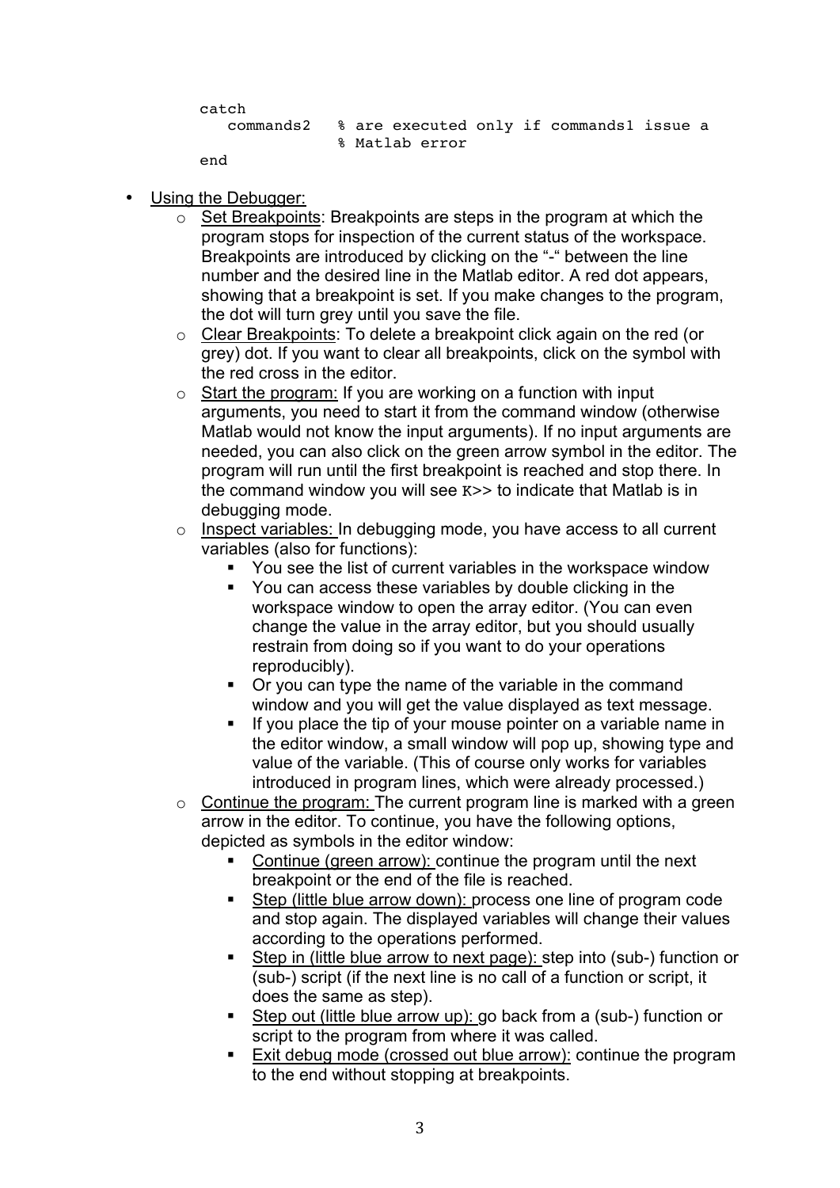```
catch
   commands2   % are executed only if commands1 issue a
               % Matlab error
end
```

- Using the Debugger:
  - Set Breakpoints: Breakpoints are steps in the program at which the program stops for inspection of the current status of the workspace. Breakpoints are introduced by clicking on the "-" between the line number and the desired line in the Matlab editor. A red dot appears, showing that a breakpoint is set. If you make changes to the program, the dot will turn grey until you save the file.
  - Clear Breakpoints: To delete a breakpoint click again on the red (or grey) dot. If you want to clear all breakpoints, click on the symbol with the red cross in the editor.
  - Start the program: If you are working on a function with input arguments, you need to start it from the command window (otherwise Matlab would not know the input arguments). If no input arguments are needed, you can also click on the green arrow symbol in the editor. The program will run until the first breakpoint is reached and stop there. In the command window you will see `K>>` to indicate that Matlab is in debugging mode.
  - Inspect variables: In debugging mode, you have access to all current variables (also for functions):
    - You see the list of current variables in the workspace window
    - You can access these variables by double clicking in the workspace window to open the array editor. (You can even change the value in the array editor, but you should usually restrain from doing so if you want to do your operations reproducibly).
    - Or you can type the name of the variable in the command window and you will get the value displayed as text message.
    - If you place the tip of your mouse pointer on a variable name in the editor window, a small window will pop up, showing type and value of the variable. (This of course only works for variables introduced in program lines, which were already processed.)
  - Continue the program: The current program line is marked with a green arrow in the editor. To continue, you have the following options, depicted as symbols in the editor window:
    - Continue (green arrow): continue the program until the next breakpoint or the end of the file is reached.
    - Step (little blue arrow down): process one line of program code and stop again. The displayed variables will change their values according to the operations performed.
    - Step in (little blue arrow to next page): step into (sub-) function or (sub-) script (if the next line is no call of a function or script, it does the same as step).
    - Step out (little blue arrow up): go back from a (sub-) function or script to the program from where it was called.
    - Exit debug mode (crossed out blue arrow): continue the program to the end without stopping at breakpoints.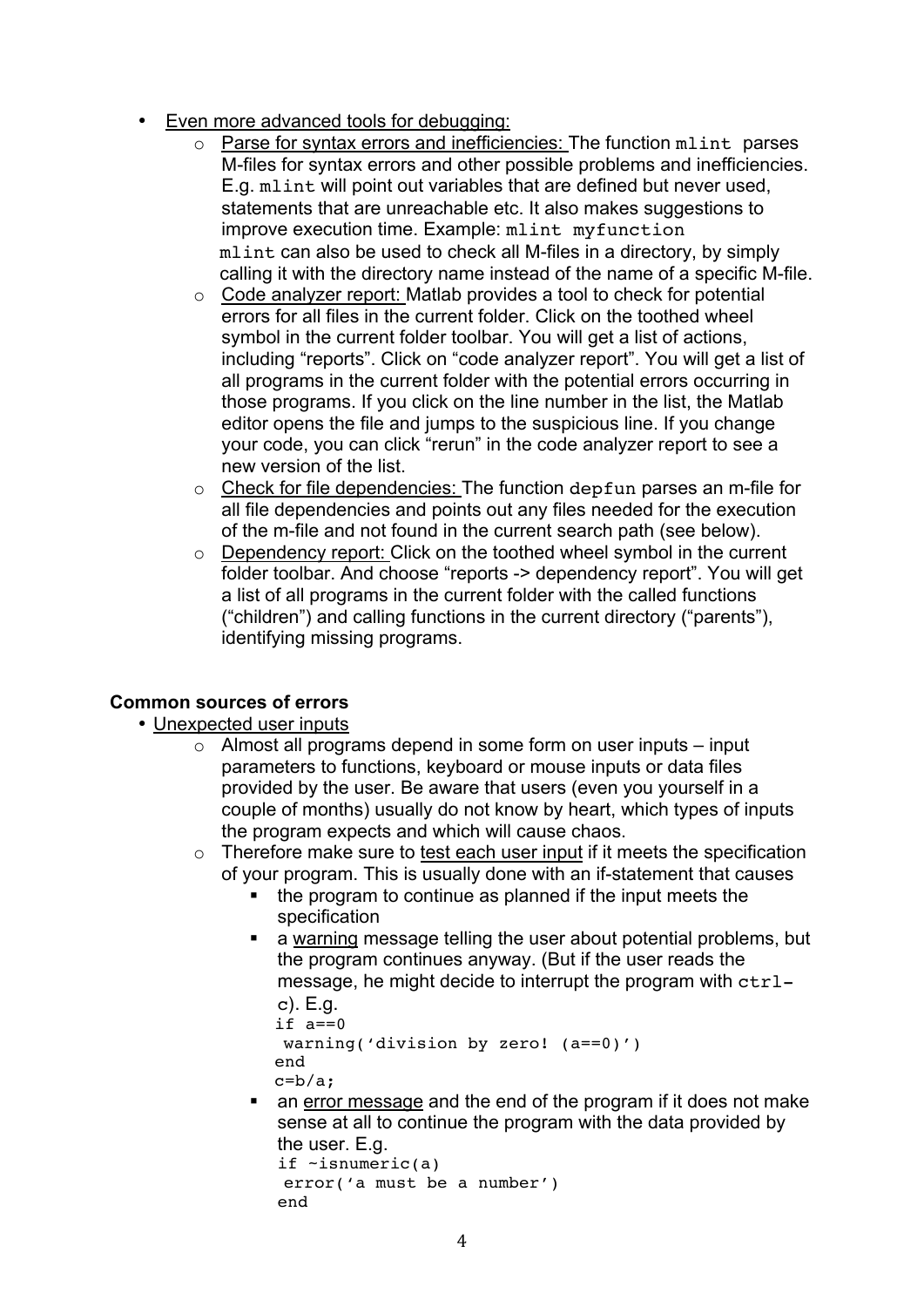- Even more advanced tools for debugging:
  - Parse for syntax errors and inefficiencies: The function `mlint` parses M-files for syntax errors and other possible problems and inefficiencies. E.g. `mlint` will point out variables that are defined but never used, statements that are unreachable etc. It also makes suggestions to improve execution time. Example: `mlint myfunction`
    `mlint` can also be used to check all M-files in a directory, by simply calling it with the directory name instead of the name of a specific M-file.
  - Code analyzer report: Matlab provides a tool to check for potential errors for all files in the current folder. Click on the toothed wheel symbol in the current folder toolbar. You will get a list of actions, including "reports". Click on "code analyzer report". You will get a list of all programs in the current folder with the potential errors occurring in those programs. If you click on the line number in the list, the Matlab editor opens the file and jumps to the suspicious line. If you change your code, you can click "rerun" in the code analyzer report to see a new version of the list.
  - Check for file dependencies: The function `depfun` parses an m-file for all file dependencies and points out any files needed for the execution of the m-file and not found in the current search path (see below).
  - Dependency report: Click on the toothed wheel symbol in the current folder toolbar. And choose "reports -> dependency report". You will get a list of all programs in the current folder with the called functions ("children") and calling functions in the current directory ("parents"), identifying missing programs.

**Common sources of errors**

- Unexpected user inputs
  - Almost all programs depend in some form on user inputs – input parameters to functions, keyboard or mouse inputs or data files provided by the user. Be aware that users (even you yourself in a couple of months) usually do not know by heart, which types of inputs the program expects and which will cause chaos.
  - Therefore make sure to test each user input if it meets the specification of your program. This is usually done with an if-statement that causes
    - the program to continue as planned if the input meets the specification
    - a warning message telling the user about potential problems, but the program continues anyway. (But if the user reads the message, he might decide to interrupt the program with `ctrl-c`). E.g.

      ```
      if a==0
       warning('division by zero! (a==0)')
      end
      c=b/a;
      ```

    - an error message and the end of the program if it does not make sense at all to continue the program with the data provided by the user. E.g.

      ```
      if ~isnumeric(a)
       error('a must be a number')
      end
      ```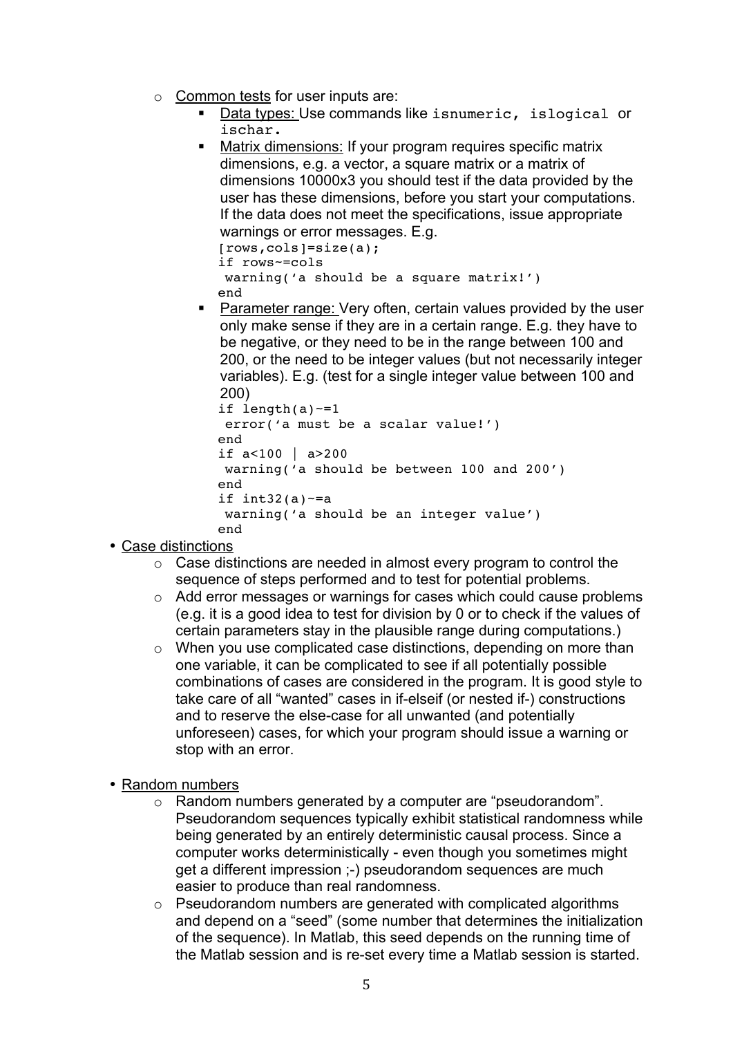- Common tests for user inputs are:
  - Data types: Use commands like `isnumeric, islogical` or `ischar.`
  - Matrix dimensions: If your program requires specific matrix dimensions, e.g. a vector, a square matrix or a matrix of dimensions 10000x3 you should test if the data provided by the user has these dimensions, before you start your computations. If the data does not meet the specifications, issue appropriate warnings or error messages. E.g.

```
[rows,cols]=size(a);
if rows~=cols
 warning('a should be a square matrix!')
end
```

  - Parameter range: Very often, certain values provided by the user only make sense if they are in a certain range. E.g. they have to be negative, or they need to be in the range between 100 and 200, or the need to be integer values (but not necessarily integer variables). E.g. (test for a single integer value between 100 and 200)

```
if length(a)~=1
 error('a must be a scalar value!')
end
if a<100 | a>200
 warning('a should be between 100 and 200')
end
if int32(a)~=a
 warning('a should be an integer value')
end
```

- Case distinctions
  - Case distinctions are needed in almost every program to control the sequence of steps performed and to test for potential problems.
  - Add error messages or warnings for cases which could cause problems (e.g. it is a good idea to test for division by 0 or to check if the values of certain parameters stay in the plausible range during computations.)
  - When you use complicated case distinctions, depending on more than one variable, it can be complicated to see if all potentially possible combinations of cases are considered in the program. It is good style to take care of all "wanted" cases in if-elseif (or nested if-) constructions and to reserve the else-case for all unwanted (and potentially unforeseen) cases, for which your program should issue a warning or stop with an error.

- Random numbers
  - Random numbers generated by a computer are "pseudorandom". Pseudorandom sequences typically exhibit statistical randomness while being generated by an entirely deterministic causal process. Since a computer works deterministically - even though you sometimes might get a different impression ;-) pseudorandom sequences are much easier to produce than real randomness.
  - Pseudorandom numbers are generated with complicated algorithms and depend on a "seed" (some number that determines the initialization of the sequence). In Matlab, this seed depends on the running time of the Matlab session and is re-set every time a Matlab session is started.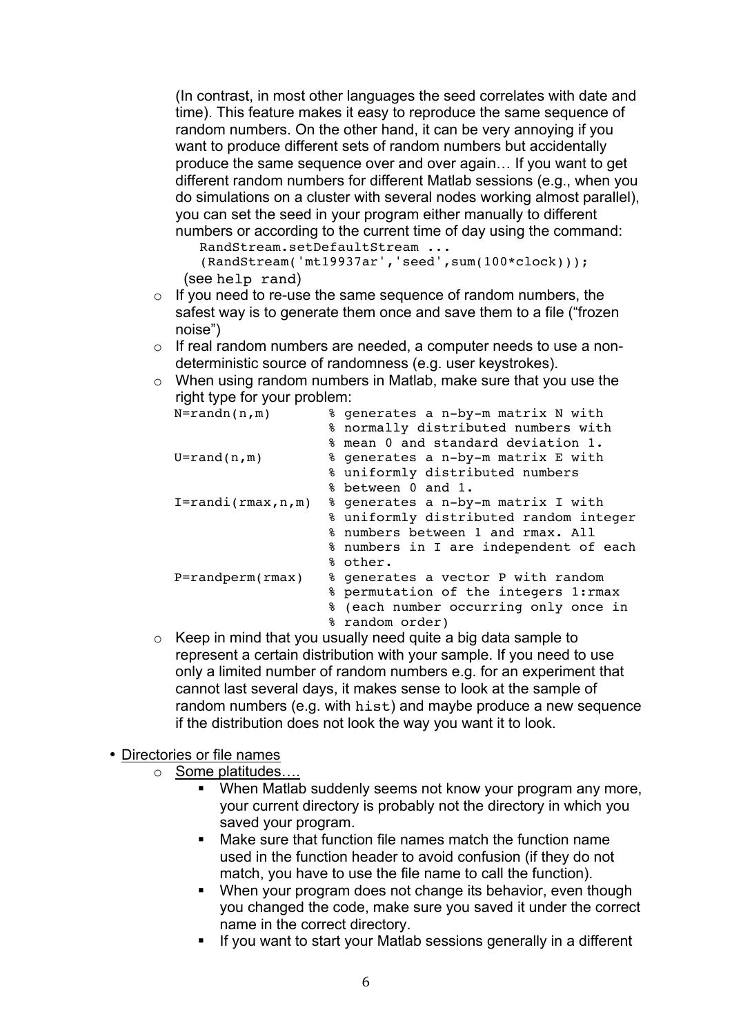(In contrast, in most other languages the seed correlates with date and time). This feature makes it easy to reproduce the same sequence of random numbers. On the other hand, it can be very annoying if you want to produce different sets of random numbers but accidentally produce the same sequence over and over again… If you want to get different random numbers for different Matlab sessions (e.g., when you do simulations on a cluster with several nodes working almost parallel), you can set the seed in your program either manually to different numbers or according to the current time of day using the command:

```
RandStream.setDefaultStream ...
(RandStream('mt19937ar','seed',sum(100*clock)));
```

(see `help rand`)

- If you need to re-use the same sequence of random numbers, the safest way is to generate them once and save them to a file ("frozen noise")
- If real random numbers are needed, a computer needs to use a non-deterministic source of randomness (e.g. user keystrokes).
- When using random numbers in Matlab, make sure that you use the right type for your problem:

```
N=randn(n,m)       % generates a n-by-m matrix N with
                   % normally distributed numbers with
                   % mean 0 and standard deviation 1.
U=rand(n,m)        % generates a n-by-m matrix E with
                   % uniformly distributed numbers
                   % between 0 and 1.
I=randi(rmax,n,m)  % generates a n-by-m matrix I with
                   % uniformly distributed random integer
                   % numbers between 1 and rmax. All
                   % numbers in I are independent of each
                   % other.
P=randperm(rmax)   % generates a vector P with random
                   % permutation of the integers 1:rmax
                   % (each number occurring only once in
                   % random order)
```

- Keep in mind that you usually need quite a big data sample to represent a certain distribution with your sample. If you need to use only a limited number of random numbers e.g. for an experiment that cannot last several days, it makes sense to look at the sample of random numbers (e.g. with `hist`) and maybe produce a new sequence if the distribution does not look the way you want it to look.

- Directories or file names
  - Some platitudes….
    - When Matlab suddenly seems not know your program any more, your current directory is probably not the directory in which you saved your program.
    - Make sure that function file names match the function name used in the function header to avoid confusion (if they do not match, you have to use the file name to call the function).
    - When your program does not change its behavior, even though you changed the code, make sure you saved it under the correct name in the correct directory.
    - If you want to start your Matlab sessions generally in a different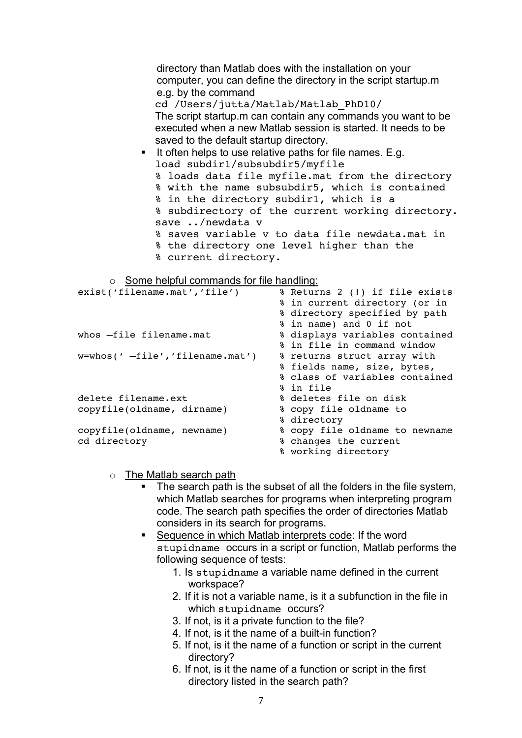directory than Matlab does with the installation on your computer, you can define the directory in the script startup.m e.g. by the command

```
cd /Users/jutta/Matlab/Matlab_PhD10/
```

The script startup.m can contain any commands you want to be executed when a new Matlab session is started. It needs to be saved to the default startup directory.

- It often helps to use relative paths for file names. E.g.

```
load subdir1/subsubdir5/myfile
% loads data file myfile.mat from the directory
% with the name subsubdir5, which is contained
% in the directory subdir1, which is a
% subdirectory of the current working directory.
save ../newdata v
% saves variable v to data file newdata.mat in
% the directory one level higher than the
% current directory.
```

- Some helpful commands for file handling:

```
exist('filename.mat','file')      % Returns 2 (!) if file exists
                                  % in current directory (or in
                                  % directory specified by path
                                  % in name) and 0 if not
whos –file filename.mat           % displays variables contained
                                  % in file in command window
w=whos(' –file','filename.mat')   % returns struct array with
                                  % fields name, size, bytes,
                                  % class of variables contained
                                  % in file
delete filename.ext               % deletes file on disk
copyfile(oldname, dirname)        % copy file oldname to
                                  % directory
copyfile(oldname, newname)        % copy file oldname to newname
cd directory                      % changes the current
                                  % working directory
```

- The Matlab search path
  - The search path is the subset of all the folders in the file system, which Matlab searches for programs when interpreting program code. The search path specifies the order of directories Matlab considers in its search for programs.
  - Sequence in which Matlab interprets code: If the word `stupidname` occurs in a script or function, Matlab performs the following sequence of tests:
    1. Is `stupidname` a variable name defined in the current workspace?
    2. If it is not a variable name, is it a subfunction in the file in which `stupidname` occurs?
    3. If not, is it a private function to the file?
    4. If not, is it the name of a built-in function?
    5. If not, is it the name of a function or script in the current directory?
    6. If not, is it the name of a function or script in the first directory listed in the search path?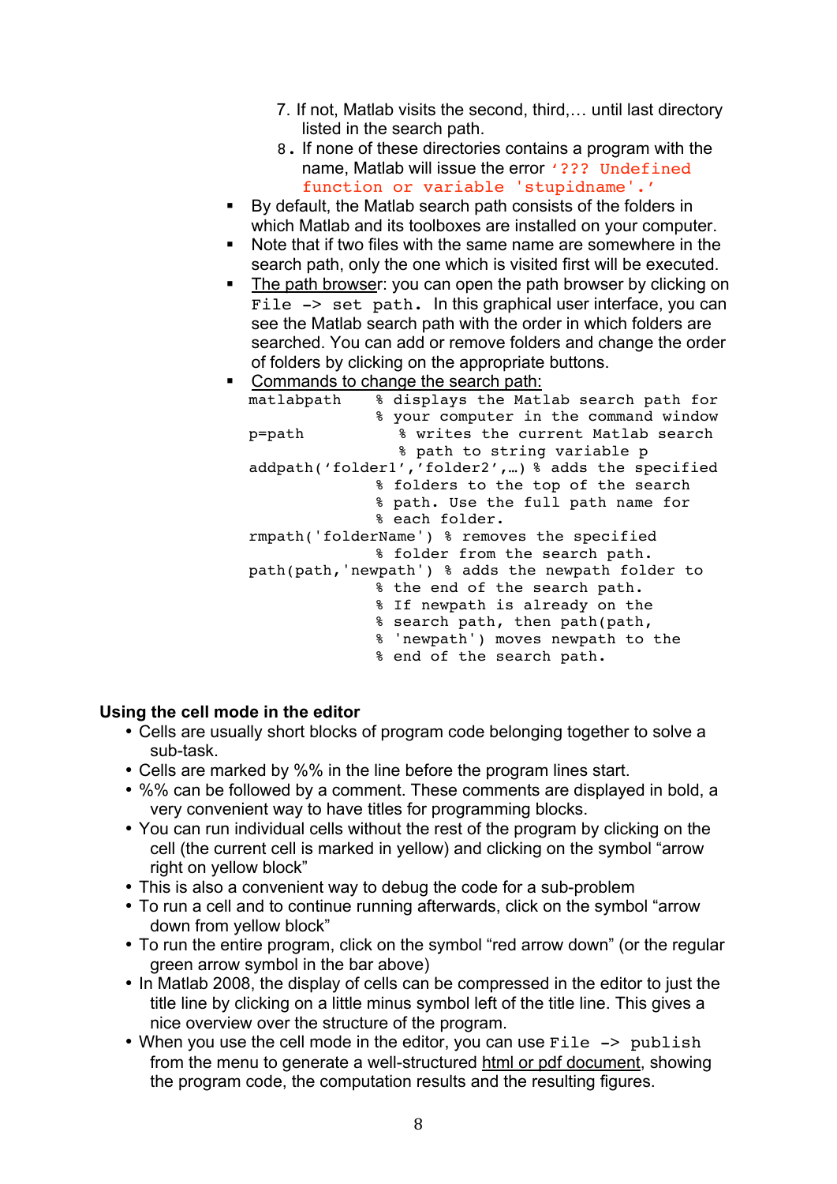7. If not, Matlab visits the second, third,… until last directory listed in the search path.
8. If none of these directories contains a program with the name, Matlab will issue the error `'??? Undefined function or variable 'stupidname'.'`

- By default, the Matlab search path consists of the folders in which Matlab and its toolboxes are installed on your computer.
- Note that if two files with the same name are somewhere in the search path, only the one which is visited first will be executed.
- The path browser: you can open the path browser by clicking on `File -> set path.` In this graphical user interface, you can see the Matlab search path with the order in which folders are searched. You can add or remove folders and change the order of folders by clicking on the appropriate buttons.
- Commands to change the search path:

```
matlabpath    % displays the Matlab search path for
              % your computer in the command window
p=path          % writes the current Matlab search
                % path to string variable p
addpath('folder1','folder2',…) % adds the specified
              % folders to the top of the search
              % path. Use the full path name for
              % each folder.
rmpath('folderName') % removes the specified
              % folder from the search path.
path(path,'newpath') % adds the newpath folder to
              % the end of the search path.
              % If newpath is already on the
              % search path, then path(path,
              % 'newpath') moves newpath to the
              % end of the search path.
```

**Using the cell mode in the editor**

- Cells are usually short blocks of program code belonging together to solve a sub-task.
- Cells are marked by %% in the line before the program lines start.
- %% can be followed by a comment. These comments are displayed in bold, a very convenient way to have titles for programming blocks.
- You can run individual cells without the rest of the program by clicking on the cell (the current cell is marked in yellow) and clicking on the symbol "arrow right on yellow block"
- This is also a convenient way to debug the code for a sub-problem
- To run a cell and to continue running afterwards, click on the symbol "arrow down from yellow block"
- To run the entire program, click on the symbol "red arrow down" (or the regular green arrow symbol in the bar above)
- In Matlab 2008, the display of cells can be compressed in the editor to just the title line by clicking on a little minus symbol left of the title line. This gives a nice overview over the structure of the program.
- When you use the cell mode in the editor, you can use `File -> publish` from the menu to generate a well-structured html or pdf document, showing the program code, the computation results and the resulting figures.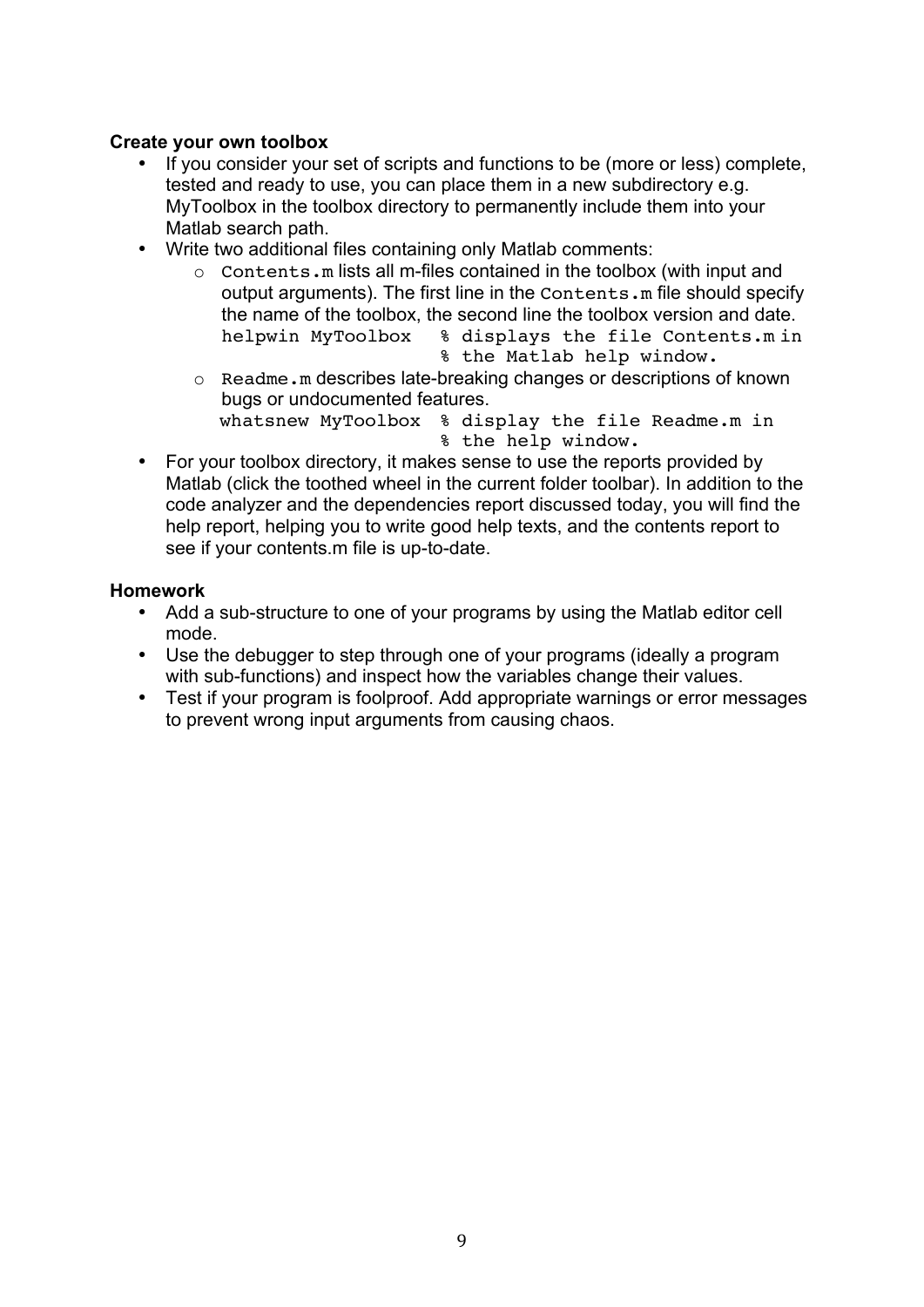**Create your own toolbox**

- If you consider your set of scripts and functions to be (more or less) complete, tested and ready to use, you can place them in a new subdirectory e.g. MyToolbox in the toolbox directory to permanently include them into your Matlab search path.
- Write two additional files containing only Matlab comments:
    - `Contents.m` lists all m-files contained in the toolbox (with input and output arguments). The first line in the `Contents.m` file should specify the name of the toolbox, the second line the toolbox version and date.
      ```
      helpwin MyToolbox   % displays the file Contents.m in
                          % the Matlab help window.
      ```
    - `Readme.m` describes late-breaking changes or descriptions of known bugs or undocumented features.
      ```
      whatsnew MyToolbox  % display the file Readme.m in
                          % the help window.
      ```
- For your toolbox directory, it makes sense to use the reports provided by Matlab (click the toothed wheel in the current folder toolbar). In addition to the code analyzer and the dependencies report discussed today, you will find the help report, helping you to write good help texts, and the contents report to see if your contents.m file is up-to-date.

**Homework**

- Add a sub-structure to one of your programs by using the Matlab editor cell mode.
- Use the debugger to step through one of your programs (ideally a program with sub-functions) and inspect how the variables change their values.
- Test if your program is foolproof. Add appropriate warnings or error messages to prevent wrong input arguments from causing chaos.